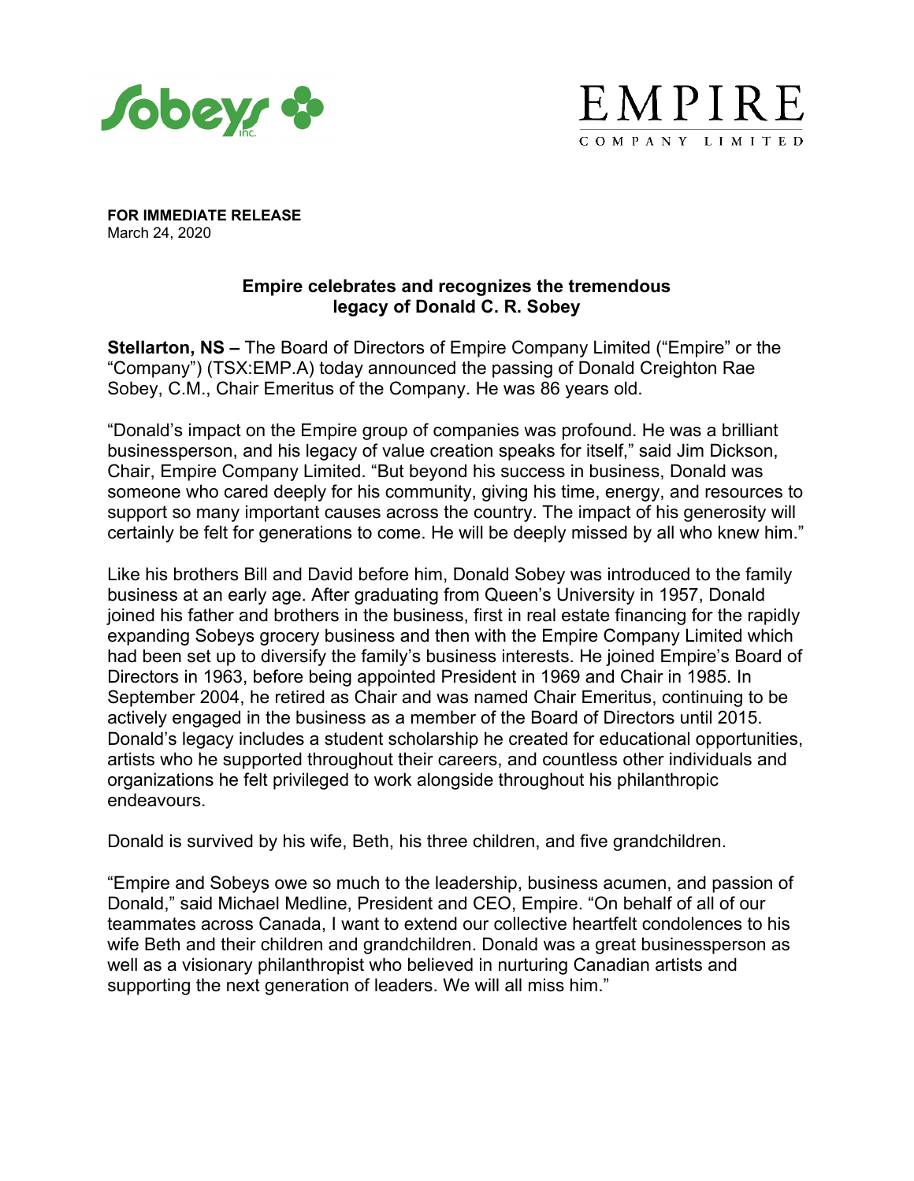**FOR IMMEDIATE RELEASE**
March 24, 2020

## Empire celebrates and recognizes the tremendous legacy of Donald C. R. Sobey

**Stellarton, NS –** The Board of Directors of Empire Company Limited ("Empire" or the "Company") (TSX:EMP.A) today announced the passing of Donald Creighton Rae Sobey, C.M., Chair Emeritus of the Company. He was 86 years old.

"Donald's impact on the Empire group of companies was profound. He was a brilliant businessperson, and his legacy of value creation speaks for itself," said Jim Dickson, Chair, Empire Company Limited. "But beyond his success in business, Donald was someone who cared deeply for his community, giving his time, energy, and resources to support so many important causes across the country. The impact of his generosity will certainly be felt for generations to come. He will be deeply missed by all who knew him."

Like his brothers Bill and David before him, Donald Sobey was introduced to the family business at an early age. After graduating from Queen's University in 1957, Donald joined his father and brothers in the business, first in real estate financing for the rapidly expanding Sobeys grocery business and then with the Empire Company Limited which had been set up to diversify the family's business interests. He joined Empire's Board of Directors in 1963, before being appointed President in 1969 and Chair in 1985. In September 2004, he retired as Chair and was named Chair Emeritus, continuing to be actively engaged in the business as a member of the Board of Directors until 2015. Donald's legacy includes a student scholarship he created for educational opportunities, artists who he supported throughout their careers, and countless other individuals and organizations he felt privileged to work alongside throughout his philanthropic endeavours.

Donald is survived by his wife, Beth, his three children, and five grandchildren.

"Empire and Sobeys owe so much to the leadership, business acumen, and passion of Donald," said Michael Medline, President and CEO, Empire. "On behalf of all of our teammates across Canada, I want to extend our collective heartfelt condolences to his wife Beth and their children and grandchildren. Donald was a great businessperson as well as a visionary philanthropist who believed in nurturing Canadian artists and supporting the next generation of leaders. We will all miss him."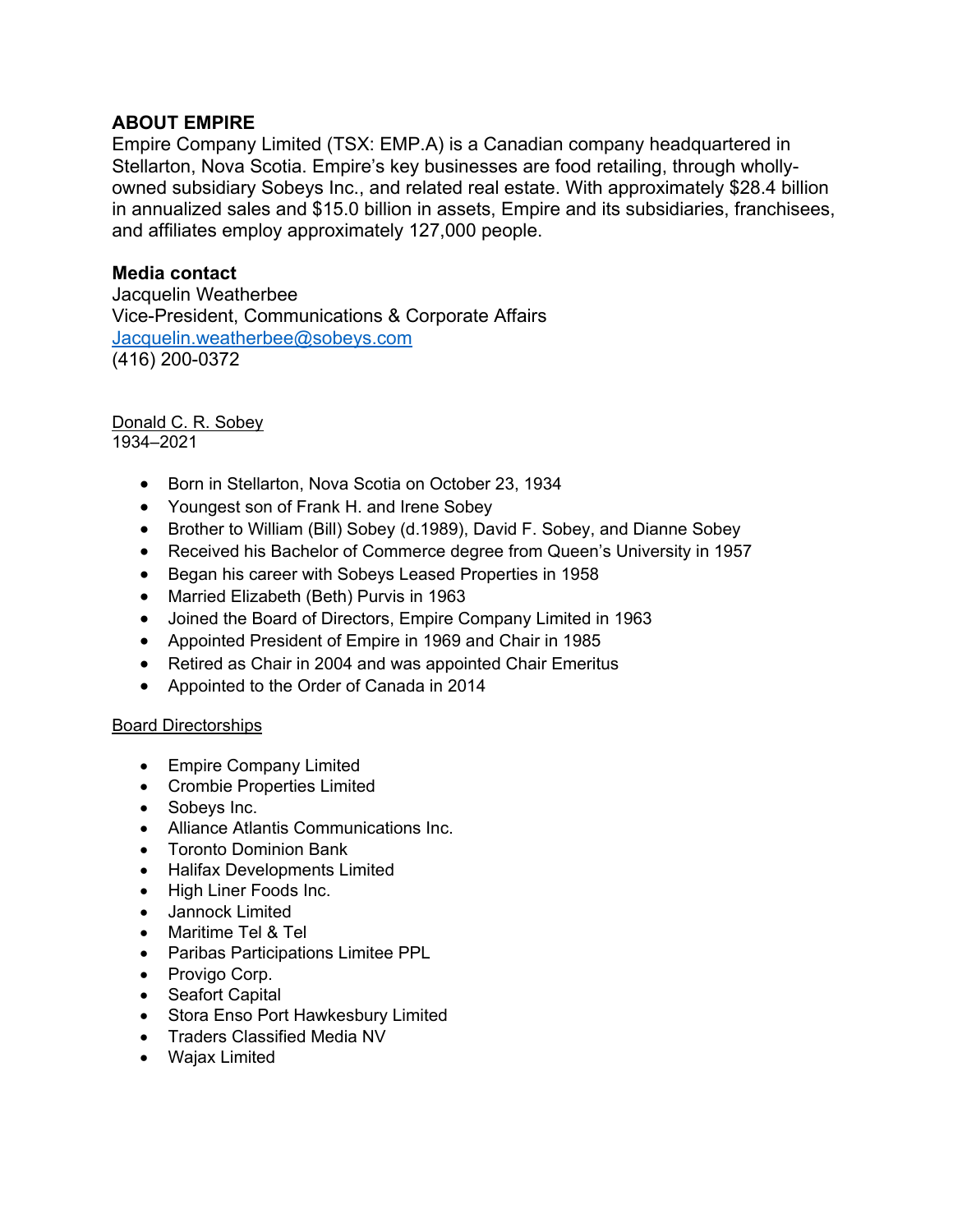## ABOUT EMPIRE

Empire Company Limited (TSX: EMP.A) is a Canadian company headquartered in Stellarton, Nova Scotia. Empire's key businesses are food retailing, through wholly-owned subsidiary Sobeys Inc., and related real estate. With approximately $28.4 billion in annualized sales and $15.0 billion in assets, Empire and its subsidiaries, franchisees, and affiliates employ approximately 127,000 people.

**Media contact**

Jacquelin Weatherbee
Vice-President, Communications & Corporate Affairs
Jacquelin.weatherbee@sobeys.com
(416) 200-0372

Donald C. R. Sobey
1934–2021

- Born in Stellarton, Nova Scotia on October 23, 1934
- Youngest son of Frank H. and Irene Sobey
- Brother to William (Bill) Sobey (d.1989), David F. Sobey, and Dianne Sobey
- Received his Bachelor of Commerce degree from Queen's University in 1957
- Began his career with Sobeys Leased Properties in 1958
- Married Elizabeth (Beth) Purvis in 1963
- Joined the Board of Directors, Empire Company Limited in 1963
- Appointed President of Empire in 1969 and Chair in 1985
- Retired as Chair in 2004 and was appointed Chair Emeritus
- Appointed to the Order of Canada in 2014

Board Directorships

- Empire Company Limited
- Crombie Properties Limited
- Sobeys Inc.
- Alliance Atlantis Communications Inc.
- Toronto Dominion Bank
- Halifax Developments Limited
- High Liner Foods Inc.
- Jannock Limited
- Maritime Tel & Tel
- Paribas Participations Limitee PPL
- Provigo Corp.
- Seafort Capital
- Stora Enso Port Hawkesbury Limited
- Traders Classified Media NV
- Wajax Limited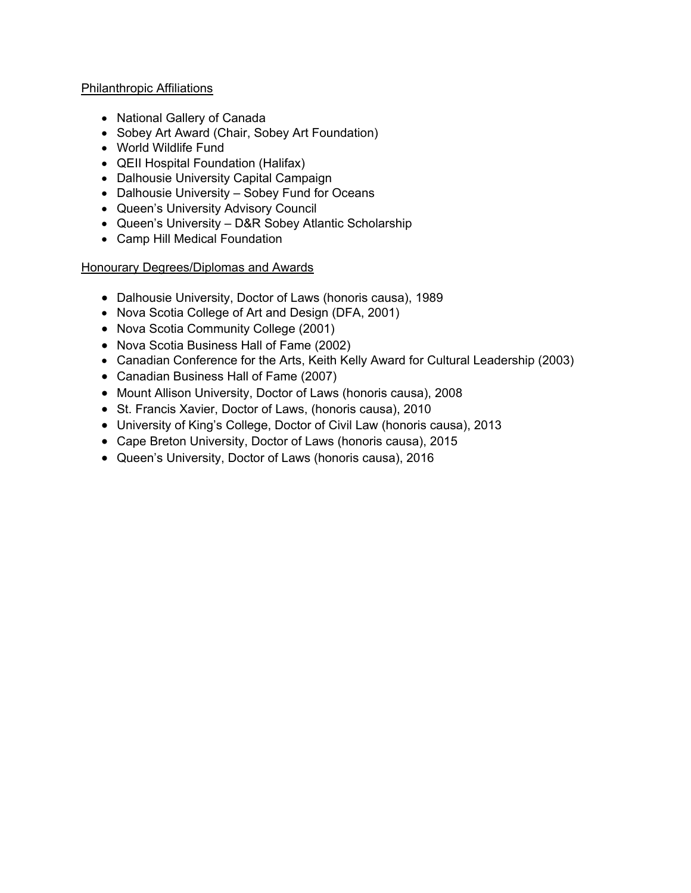Philanthropic Affiliations

- National Gallery of Canada
- Sobey Art Award (Chair, Sobey Art Foundation)
- World Wildlife Fund
- QEII Hospital Foundation (Halifax)
- Dalhousie University Capital Campaign
- Dalhousie University – Sobey Fund for Oceans
- Queen's University Advisory Council
- Queen's University – D&R Sobey Atlantic Scholarship
- Camp Hill Medical Foundation

Honourary Degrees/Diplomas and Awards

- Dalhousie University, Doctor of Laws (honoris causa), 1989
- Nova Scotia College of Art and Design (DFA, 2001)
- Nova Scotia Community College (2001)
- Nova Scotia Business Hall of Fame (2002)
- Canadian Conference for the Arts, Keith Kelly Award for Cultural Leadership (2003)
- Canadian Business Hall of Fame (2007)
- Mount Allison University, Doctor of Laws (honoris causa), 2008
- St. Francis Xavier, Doctor of Laws, (honoris causa), 2010
- University of King's College, Doctor of Civil Law (honoris causa), 2013
- Cape Breton University, Doctor of Laws (honoris causa), 2015
- Queen's University, Doctor of Laws (honoris causa), 2016